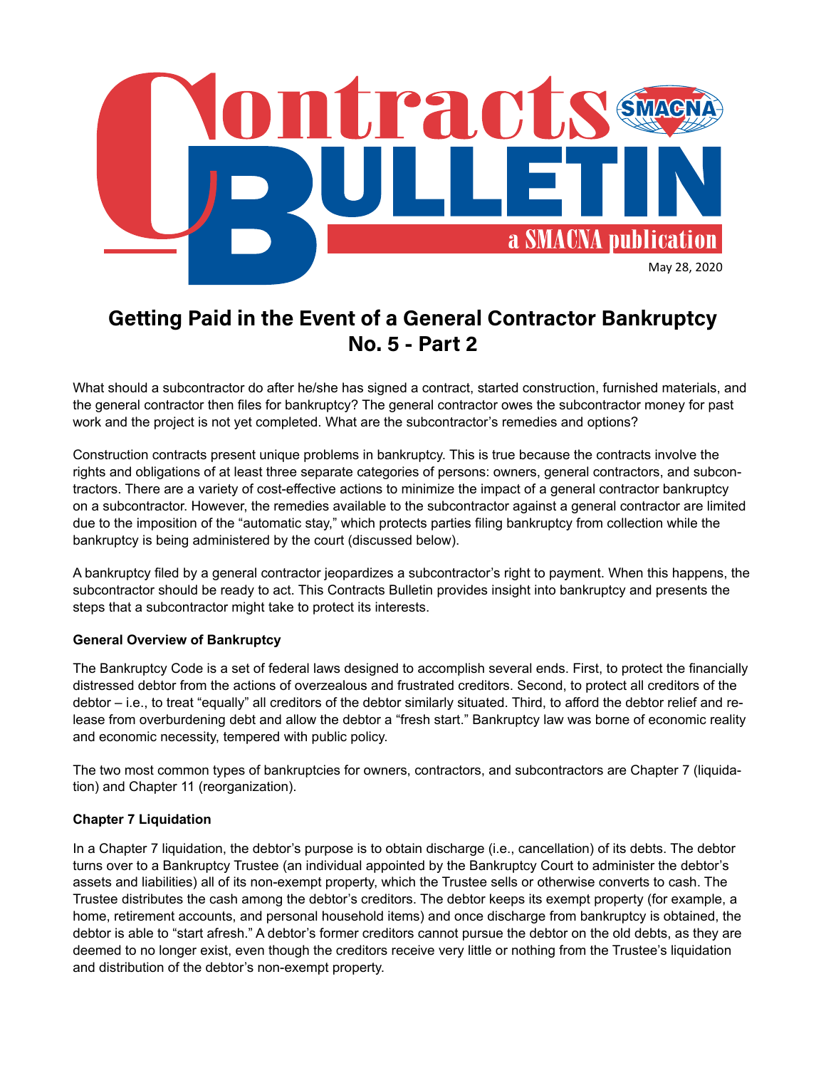# Contracts Bulletin

a SMACNA publication

May 28, 2020

## Getting Paid in the Event of a General Contractor Bankruptcy No. 5 - Part 2

What should a subcontractor do after he/she has signed a contract, started construction, furnished materials, and the general contractor then files for bankruptcy? The general contractor owes the subcontractor money for past work and the project is not yet completed. What are the subcontractor's remedies and options?

Construction contracts present unique problems in bankruptcy. This is true because the contracts involve the rights and obligations of at least three separate categories of persons: owners, general contractors, and subcontractors. There are a variety of cost-effective actions to minimize the impact of a general contractor bankruptcy on a subcontractor. However, the remedies available to the subcontractor against a general contractor are limited due to the imposition of the "automatic stay," which protects parties filing bankruptcy from collection while the bankruptcy is being administered by the court (discussed below).

A bankruptcy filed by a general contractor jeopardizes a subcontractor's right to payment. When this happens, the subcontractor should be ready to act. This Contracts Bulletin provides insight into bankruptcy and presents the steps that a subcontractor might take to protect its interests.

### General Overview of Bankruptcy

The Bankruptcy Code is a set of federal laws designed to accomplish several ends. First, to protect the financially distressed debtor from the actions of overzealous and frustrated creditors. Second, to protect all creditors of the debtor – i.e., to treat "equally" all creditors of the debtor similarly situated. Third, to afford the debtor relief and release from overburdening debt and allow the debtor a "fresh start." Bankruptcy law was borne of economic reality and economic necessity, tempered with public policy.

The two most common types of bankruptcies for owners, contractors, and subcontractors are Chapter 7 (liquidation) and Chapter 11 (reorganization).

### Chapter 7 Liquidation

In a Chapter 7 liquidation, the debtor's purpose is to obtain discharge (i.e., cancellation) of its debts. The debtor turns over to a Bankruptcy Trustee (an individual appointed by the Bankruptcy Court to administer the debtor's assets and liabilities) all of its non-exempt property, which the Trustee sells or otherwise converts to cash. The Trustee distributes the cash among the debtor's creditors. The debtor keeps its exempt property (for example, a home, retirement accounts, and personal household items) and once discharge from bankruptcy is obtained, the debtor is able to "start afresh." A debtor's former creditors cannot pursue the debtor on the old debts, as they are deemed to no longer exist, even though the creditors receive very little or nothing from the Trustee's liquidation and distribution of the debtor's non-exempt property.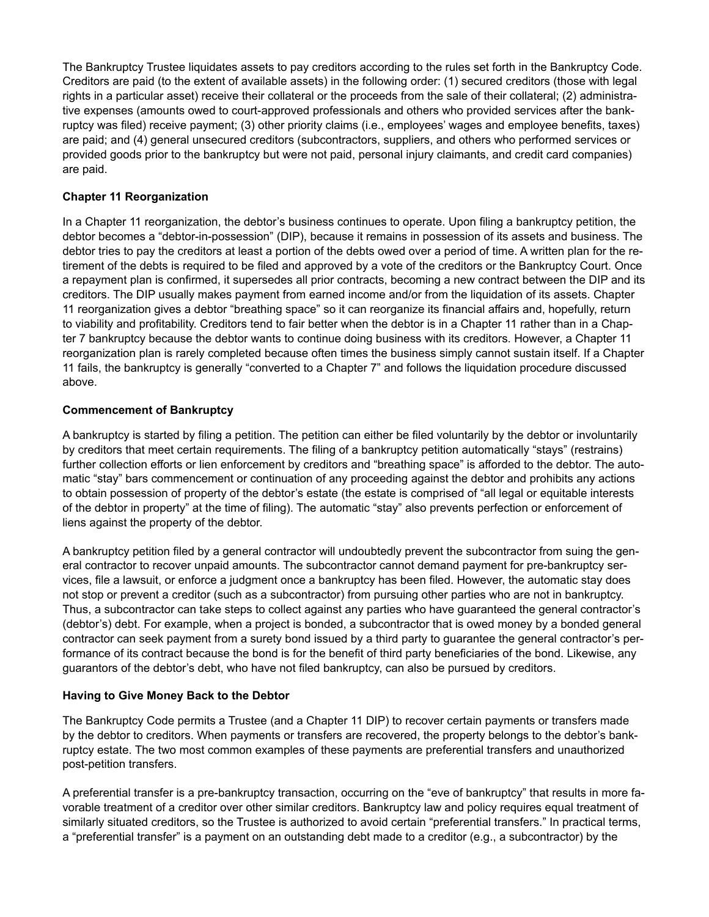The Bankruptcy Trustee liquidates assets to pay creditors according to the rules set forth in the Bankruptcy Code. Creditors are paid (to the extent of available assets) in the following order: (1) secured creditors (those with legal rights in a particular asset) receive their collateral or the proceeds from the sale of their collateral; (2) administrative expenses (amounts owed to court-approved professionals and others who provided services after the bankruptcy was filed) receive payment; (3) other priority claims (i.e., employees' wages and employee benefits, taxes) are paid; and (4) general unsecured creditors (subcontractors, suppliers, and others who performed services or provided goods prior to the bankruptcy but were not paid, personal injury claimants, and credit card companies) are paid.

**Chapter 11 Reorganization**

In a Chapter 11 reorganization, the debtor's business continues to operate. Upon filing a bankruptcy petition, the debtor becomes a "debtor-in-possession" (DIP), because it remains in possession of its assets and business. The debtor tries to pay the creditors at least a portion of the debts owed over a period of time. A written plan for the retirement of the debts is required to be filed and approved by a vote of the creditors or the Bankruptcy Court. Once a repayment plan is confirmed, it supersedes all prior contracts, becoming a new contract between the DIP and its creditors. The DIP usually makes payment from earned income and/or from the liquidation of its assets. Chapter 11 reorganization gives a debtor "breathing space" so it can reorganize its financial affairs and, hopefully, return to viability and profitability. Creditors tend to fair better when the debtor is in a Chapter 11 rather than in a Chapter 7 bankruptcy because the debtor wants to continue doing business with its creditors. However, a Chapter 11 reorganization plan is rarely completed because often times the business simply cannot sustain itself. If a Chapter 11 fails, the bankruptcy is generally "converted to a Chapter 7" and follows the liquidation procedure discussed above.

**Commencement of Bankruptcy**

A bankruptcy is started by filing a petition. The petition can either be filed voluntarily by the debtor or involuntarily by creditors that meet certain requirements. The filing of a bankruptcy petition automatically "stays" (restrains) further collection efforts or lien enforcement by creditors and "breathing space" is afforded to the debtor. The automatic "stay" bars commencement or continuation of any proceeding against the debtor and prohibits any actions to obtain possession of property of the debtor's estate (the estate is comprised of "all legal or equitable interests of the debtor in property" at the time of filing). The automatic "stay" also prevents perfection or enforcement of liens against the property of the debtor.

A bankruptcy petition filed by a general contractor will undoubtedly prevent the subcontractor from suing the general contractor to recover unpaid amounts. The subcontractor cannot demand payment for pre-bankruptcy services, file a lawsuit, or enforce a judgment once a bankruptcy has been filed. However, the automatic stay does not stop or prevent a creditor (such as a subcontractor) from pursuing other parties who are not in bankruptcy. Thus, a subcontractor can take steps to collect against any parties who have guaranteed the general contractor's (debtor's) debt. For example, when a project is bonded, a subcontractor that is owed money by a bonded general contractor can seek payment from a surety bond issued by a third party to guarantee the general contractor's performance of its contract because the bond is for the benefit of third party beneficiaries of the bond. Likewise, any guarantors of the debtor's debt, who have not filed bankruptcy, can also be pursued by creditors.

**Having to Give Money Back to the Debtor**

The Bankruptcy Code permits a Trustee (and a Chapter 11 DIP) to recover certain payments or transfers made by the debtor to creditors. When payments or transfers are recovered, the property belongs to the debtor's bankruptcy estate. The two most common examples of these payments are preferential transfers and unauthorized post-petition transfers.

A preferential transfer is a pre-bankruptcy transaction, occurring on the "eve of bankruptcy" that results in more favorable treatment of a creditor over other similar creditors. Bankruptcy law and policy requires equal treatment of similarly situated creditors, so the Trustee is authorized to avoid certain "preferential transfers." In practical terms, a "preferential transfer" is a payment on an outstanding debt made to a creditor (e.g., a subcontractor) by the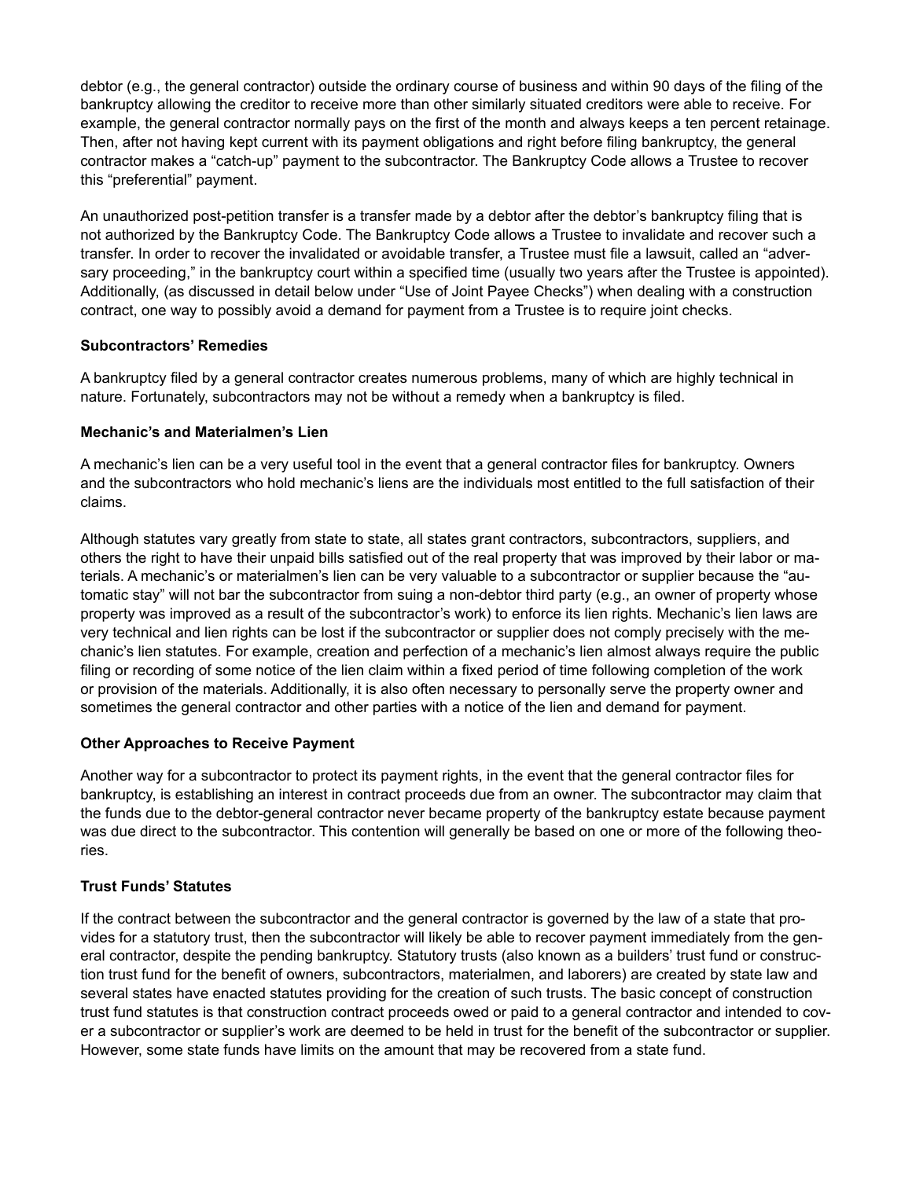debtor (e.g., the general contractor) outside the ordinary course of business and within 90 days of the filing of the bankruptcy allowing the creditor to receive more than other similarly situated creditors were able to receive. For example, the general contractor normally pays on the first of the month and always keeps a ten percent retainage. Then, after not having kept current with its payment obligations and right before filing bankruptcy, the general contractor makes a "catch-up" payment to the subcontractor. The Bankruptcy Code allows a Trustee to recover this "preferential" payment.

An unauthorized post-petition transfer is a transfer made by a debtor after the debtor's bankruptcy filing that is not authorized by the Bankruptcy Code. The Bankruptcy Code allows a Trustee to invalidate and recover such a transfer. In order to recover the invalidated or avoidable transfer, a Trustee must file a lawsuit, called an "adversary proceeding," in the bankruptcy court within a specified time (usually two years after the Trustee is appointed). Additionally, (as discussed in detail below under "Use of Joint Payee Checks") when dealing with a construction contract, one way to possibly avoid a demand for payment from a Trustee is to require joint checks.

**Subcontractors' Remedies**

A bankruptcy filed by a general contractor creates numerous problems, many of which are highly technical in nature. Fortunately, subcontractors may not be without a remedy when a bankruptcy is filed.

**Mechanic's and Materialmen's Lien**

A mechanic's lien can be a very useful tool in the event that a general contractor files for bankruptcy. Owners and the subcontractors who hold mechanic's liens are the individuals most entitled to the full satisfaction of their claims.

Although statutes vary greatly from state to state, all states grant contractors, subcontractors, suppliers, and others the right to have their unpaid bills satisfied out of the real property that was improved by their labor or materials. A mechanic's or materialmen's lien can be very valuable to a subcontractor or supplier because the "automatic stay" will not bar the subcontractor from suing a non-debtor third party (e.g., an owner of property whose property was improved as a result of the subcontractor's work) to enforce its lien rights. Mechanic's lien laws are very technical and lien rights can be lost if the subcontractor or supplier does not comply precisely with the mechanic's lien statutes. For example, creation and perfection of a mechanic's lien almost always require the public filing or recording of some notice of the lien claim within a fixed period of time following completion of the work or provision of the materials. Additionally, it is also often necessary to personally serve the property owner and sometimes the general contractor and other parties with a notice of the lien and demand for payment.

**Other Approaches to Receive Payment**

Another way for a subcontractor to protect its payment rights, in the event that the general contractor files for bankruptcy, is establishing an interest in contract proceeds due from an owner. The subcontractor may claim that the funds due to the debtor-general contractor never became property of the bankruptcy estate because payment was due direct to the subcontractor. This contention will generally be based on one or more of the following theories.

**Trust Funds' Statutes**

If the contract between the subcontractor and the general contractor is governed by the law of a state that provides for a statutory trust, then the subcontractor will likely be able to recover payment immediately from the general contractor, despite the pending bankruptcy. Statutory trusts (also known as a builders' trust fund or construction trust fund for the benefit of owners, subcontractors, materialmen, and laborers) are created by state law and several states have enacted statutes providing for the creation of such trusts. The basic concept of construction trust fund statutes is that construction contract proceeds owed or paid to a general contractor and intended to cover a subcontractor or supplier's work are deemed to be held in trust for the benefit of the subcontractor or supplier. However, some state funds have limits on the amount that may be recovered from a state fund.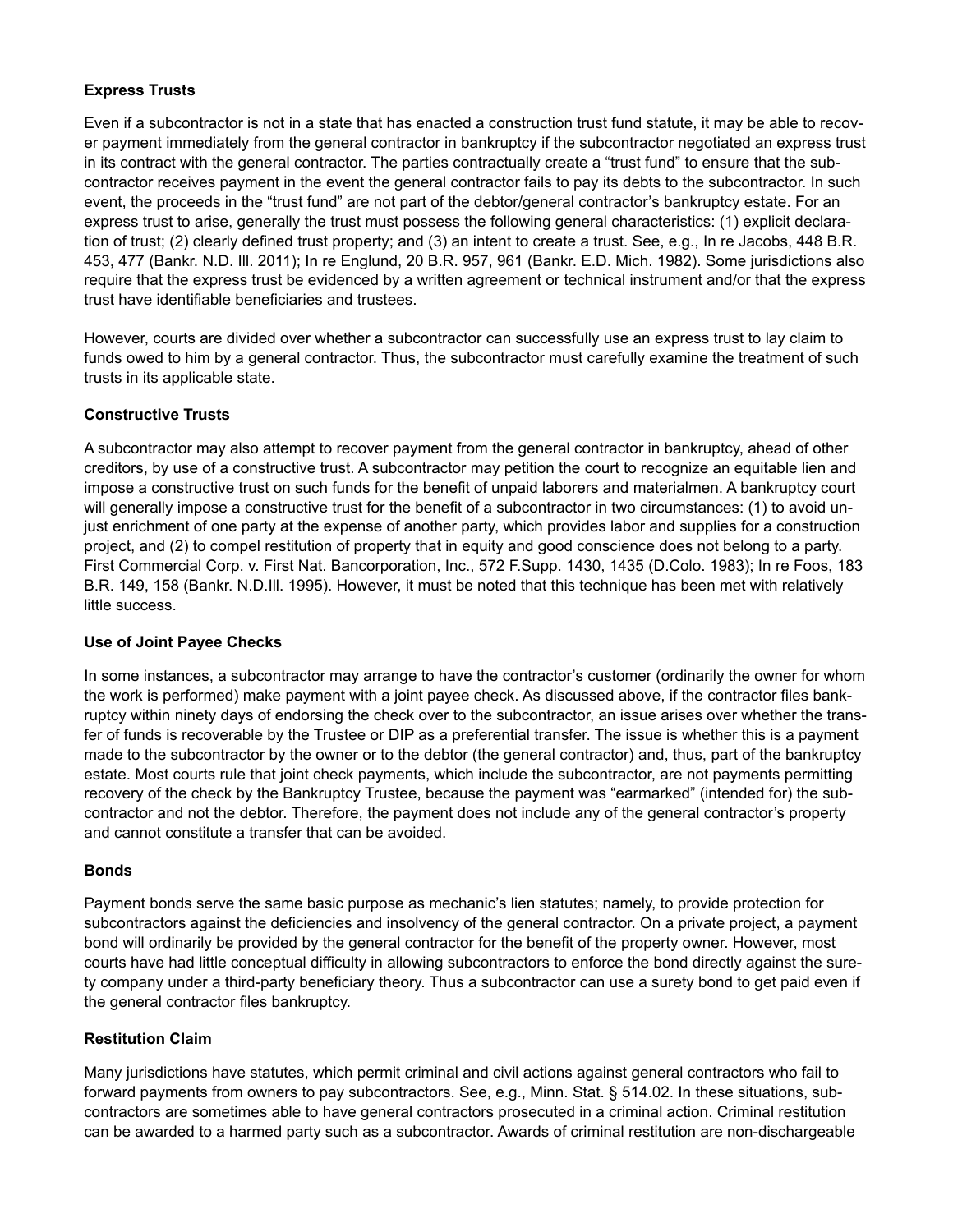### Express Trusts

Even if a subcontractor is not in a state that has enacted a construction trust fund statute, it may be able to recover payment immediately from the general contractor in bankruptcy if the subcontractor negotiated an express trust in its contract with the general contractor. The parties contractually create a "trust fund" to ensure that the subcontractor receives payment in the event the general contractor fails to pay its debts to the subcontractor. In such event, the proceeds in the "trust fund" are not part of the debtor/general contractor's bankruptcy estate. For an express trust to arise, generally the trust must possess the following general characteristics: (1) explicit declaration of trust; (2) clearly defined trust property; and (3) an intent to create a trust. See, e.g., In re Jacobs, 448 B.R. 453, 477 (Bankr. N.D. Ill. 2011); In re Englund, 20 B.R. 957, 961 (Bankr. E.D. Mich. 1982). Some jurisdictions also require that the express trust be evidenced by a written agreement or technical instrument and/or that the express trust have identifiable beneficiaries and trustees.

However, courts are divided over whether a subcontractor can successfully use an express trust to lay claim to funds owed to him by a general contractor. Thus, the subcontractor must carefully examine the treatment of such trusts in its applicable state.

### Constructive Trusts

A subcontractor may also attempt to recover payment from the general contractor in bankruptcy, ahead of other creditors, by use of a constructive trust. A subcontractor may petition the court to recognize an equitable lien and impose a constructive trust on such funds for the benefit of unpaid laborers and materialmen. A bankruptcy court will generally impose a constructive trust for the benefit of a subcontractor in two circumstances: (1) to avoid unjust enrichment of one party at the expense of another party, which provides labor and supplies for a construction project, and (2) to compel restitution of property that in equity and good conscience does not belong to a party. First Commercial Corp. v. First Nat. Bancorporation, Inc., 572 F.Supp. 1430, 1435 (D.Colo. 1983); In re Foos, 183 B.R. 149, 158 (Bankr. N.D.Ill. 1995). However, it must be noted that this technique has been met with relatively little success.

### Use of Joint Payee Checks

In some instances, a subcontractor may arrange to have the contractor's customer (ordinarily the owner for whom the work is performed) make payment with a joint payee check. As discussed above, if the contractor files bankruptcy within ninety days of endorsing the check over to the subcontractor, an issue arises over whether the transfer of funds is recoverable by the Trustee or DIP as a preferential transfer. The issue is whether this is a payment made to the subcontractor by the owner or to the debtor (the general contractor) and, thus, part of the bankruptcy estate. Most courts rule that joint check payments, which include the subcontractor, are not payments permitting recovery of the check by the Bankruptcy Trustee, because the payment was "earmarked" (intended for) the subcontractor and not the debtor. Therefore, the payment does not include any of the general contractor's property and cannot constitute a transfer that can be avoided.

### Bonds

Payment bonds serve the same basic purpose as mechanic's lien statutes; namely, to provide protection for subcontractors against the deficiencies and insolvency of the general contractor. On a private project, a payment bond will ordinarily be provided by the general contractor for the benefit of the property owner. However, most courts have had little conceptual difficulty in allowing subcontractors to enforce the bond directly against the surety company under a third-party beneficiary theory. Thus a subcontractor can use a surety bond to get paid even if the general contractor files bankruptcy.

### Restitution Claim

Many jurisdictions have statutes, which permit criminal and civil actions against general contractors who fail to forward payments from owners to pay subcontractors. See, e.g., Minn. Stat. § 514.02. In these situations, subcontractors are sometimes able to have general contractors prosecuted in a criminal action. Criminal restitution can be awarded to a harmed party such as a subcontractor. Awards of criminal restitution are non-dischargeable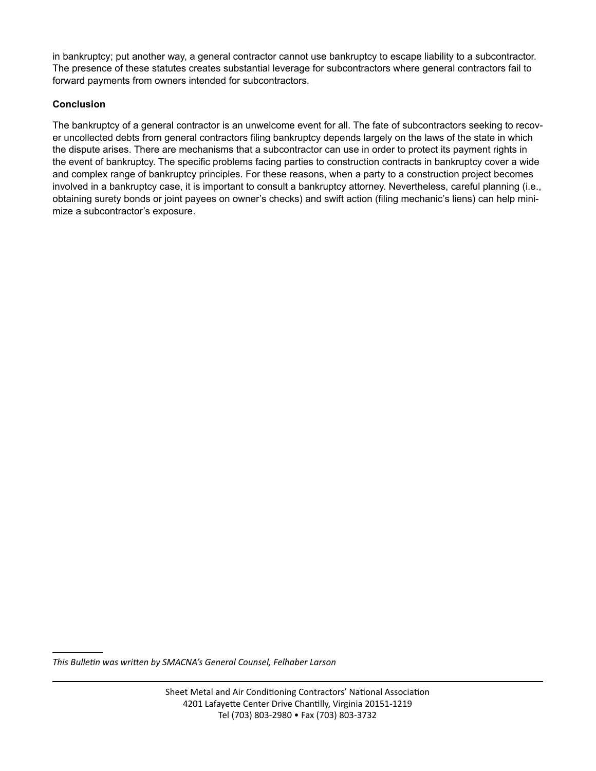in bankruptcy; put another way, a general contractor cannot use bankruptcy to escape liability to a subcontractor. The presence of these statutes creates substantial leverage for subcontractors where general contractors fail to forward payments from owners intended for subcontractors.

**Conclusion**

The bankruptcy of a general contractor is an unwelcome event for all. The fate of subcontractors seeking to recover uncollected debts from general contractors filing bankruptcy depends largely on the laws of the state in which the dispute arises. There are mechanisms that a subcontractor can use in order to protect its payment rights in the event of bankruptcy. The specific problems facing parties to construction contracts in bankruptcy cover a wide and complex range of bankruptcy principles. For these reasons, when a party to a construction project becomes involved in a bankruptcy case, it is important to consult a bankruptcy attorney. Nevertheless, careful planning (i.e., obtaining surety bonds or joint payees on owner's checks) and swift action (filing mechanic's liens) can help minimize a subcontractor's exposure.

*This Bulletin was written by SMACNA's General Counsel, Felhaber Larson*

Sheet Metal and Air Conditioning Contractors' National Association
4201 Lafayette Center Drive Chantilly, Virginia 20151-1219
Tel (703) 803-2980 • Fax (703) 803-3732